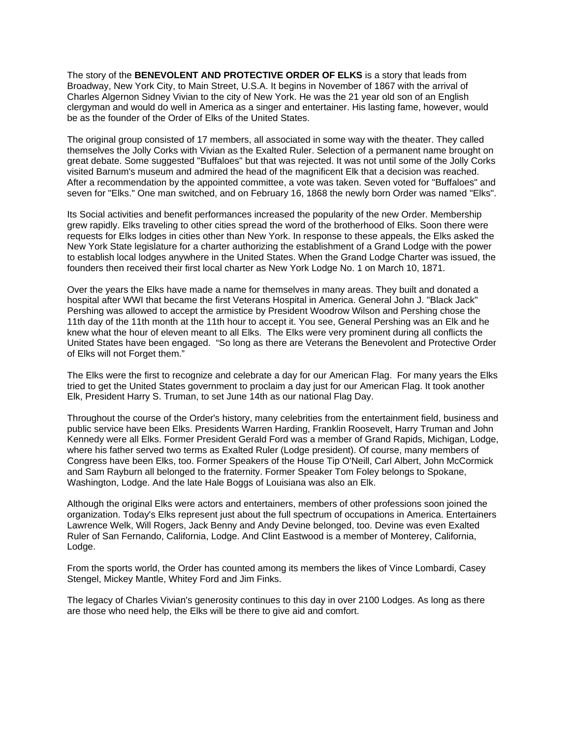The story of the **BENEVOLENT AND PROTECTIVE ORDER OF ELKS** is a story that leads from Broadway, New York City, to Main Street, U.S.A. It begins in November of 1867 with the arrival of Charles Algernon Sidney Vivian to the city of New York. He was the 21 year old son of an English clergyman and would do well in America as a singer and entertainer. His lasting fame, however, would be as the founder of the Order of Elks of the United States.

The original group consisted of 17 members, all associated in some way with the theater. They called themselves the Jolly Corks with Vivian as the Exalted Ruler. Selection of a permanent name brought on great debate. Some suggested "Buffaloes" but that was rejected. It was not until some of the Jolly Corks visited Barnum's museum and admired the head of the magnificent Elk that a decision was reached. After a recommendation by the appointed committee, a vote was taken. Seven voted for "Buffaloes" and seven for "Elks." One man switched, and on February 16, 1868 the newly born Order was named "Elks".

Its Social activities and benefit performances increased the popularity of the new Order. Membership grew rapidly. Elks traveling to other cities spread the word of the brotherhood of Elks. Soon there were requests for Elks lodges in cities other than New York. In response to these appeals, the Elks asked the New York State legislature for a charter authorizing the establishment of a Grand Lodge with the power to establish local lodges anywhere in the United States. When the Grand Lodge Charter was issued, the founders then received their first local charter as New York Lodge No. 1 on March 10, 1871.

Over the years the Elks have made a name for themselves in many areas. They built and donated a hospital after WWI that became the first Veterans Hospital in America. General John J. "Black Jack" Pershing was allowed to accept the armistice by President Woodrow Wilson and Pershing chose the 11th day of the 11th month at the 11th hour to accept it. You see, General Pershing was an Elk and he knew what the hour of eleven meant to all Elks. The Elks were very prominent during all conflicts the United States have been engaged. "So long as there are Veterans the Benevolent and Protective Order of Elks will not Forget them."

The Elks were the first to recognize and celebrate a day for our American Flag. For many years the Elks tried to get the United States government to proclaim a day just for our American Flag. It took another Elk, President Harry S. Truman, to set June 14th as our national Flag Day.

Throughout the course of the Order's history, many celebrities from the entertainment field, business and public service have been Elks. Presidents Warren Harding, Franklin Roosevelt, Harry Truman and John Kennedy were all Elks. Former President Gerald Ford was a member of Grand Rapids, Michigan, Lodge, where his father served two terms as Exalted Ruler (Lodge president). Of course, many members of Congress have been Elks, too. Former Speakers of the House Tip O'Neill, Carl Albert, John McCormick and Sam Rayburn all belonged to the fraternity. Former Speaker Tom Foley belongs to Spokane, Washington, Lodge. And the late Hale Boggs of Louisiana was also an Elk.

Although the original Elks were actors and entertainers, members of other professions soon joined the organization. Today's Elks represent just about the full spectrum of occupations in America. Entertainers Lawrence Welk, Will Rogers, Jack Benny and Andy Devine belonged, too. Devine was even Exalted Ruler of San Fernando, California, Lodge. And Clint Eastwood is a member of Monterey, California, Lodge.

From the sports world, the Order has counted among its members the likes of Vince Lombardi, Casey Stengel, Mickey Mantle, Whitey Ford and Jim Finks.

The legacy of Charles Vivian's generosity continues to this day in over 2100 Lodges. As long as there are those who need help, the Elks will be there to give aid and comfort.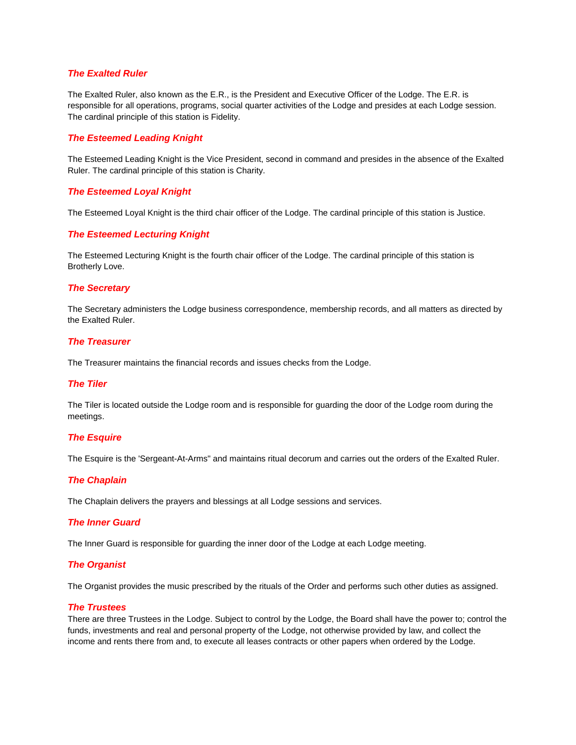### *The Exalted Ruler*

The Exalted Ruler, also known as the E.R., is the President and Executive Officer of the Lodge. The E.R. is responsible for all operations, programs, social quarter activities of the Lodge and presides at each Lodge session. The cardinal principle of this station is Fidelity.

### *The Esteemed Leading Knight*

The Esteemed Leading Knight is the Vice President, second in command and presides in the absence of the Exalted Ruler. The cardinal principle of this station is Charity.

### *The Esteemed Loyal Knight*

The Esteemed Loyal Knight is the third chair officer of the Lodge. The cardinal principle of this station is Justice.

### *The Esteemed Lecturing Knight*

The Esteemed Lecturing Knight is the fourth chair officer of the Lodge. The cardinal principle of this station is Brotherly Love.

### *The Secretary*

The Secretary administers the Lodge business correspondence, membership records, and all matters as directed by the Exalted Ruler.

### *The Treasurer*

The Treasurer maintains the financial records and issues checks from the Lodge.

### *The Tiler*

The Tiler is located outside the Lodge room and is responsible for guarding the door of the Lodge room during the meetings.

### *The Esquire*

The Esquire is the 'Sergeant-At-Arms" and maintains ritual decorum and carries out the orders of the Exalted Ruler.

### *The Chaplain*

The Chaplain delivers the prayers and blessings at all Lodge sessions and services.

### *The Inner Guard*

The Inner Guard is responsible for guarding the inner door of the Lodge at each Lodge meeting.

### *The Organist*

The Organist provides the music prescribed by the rituals of the Order and performs such other duties as assigned.

### *The Trustees*

There are three Trustees in the Lodge. Subject to control by the Lodge, the Board shall have the power to; control the funds, investments and real and personal property of the Lodge, not otherwise provided by law, and collect the income and rents there from and, to execute all leases contracts or other papers when ordered by the Lodge.